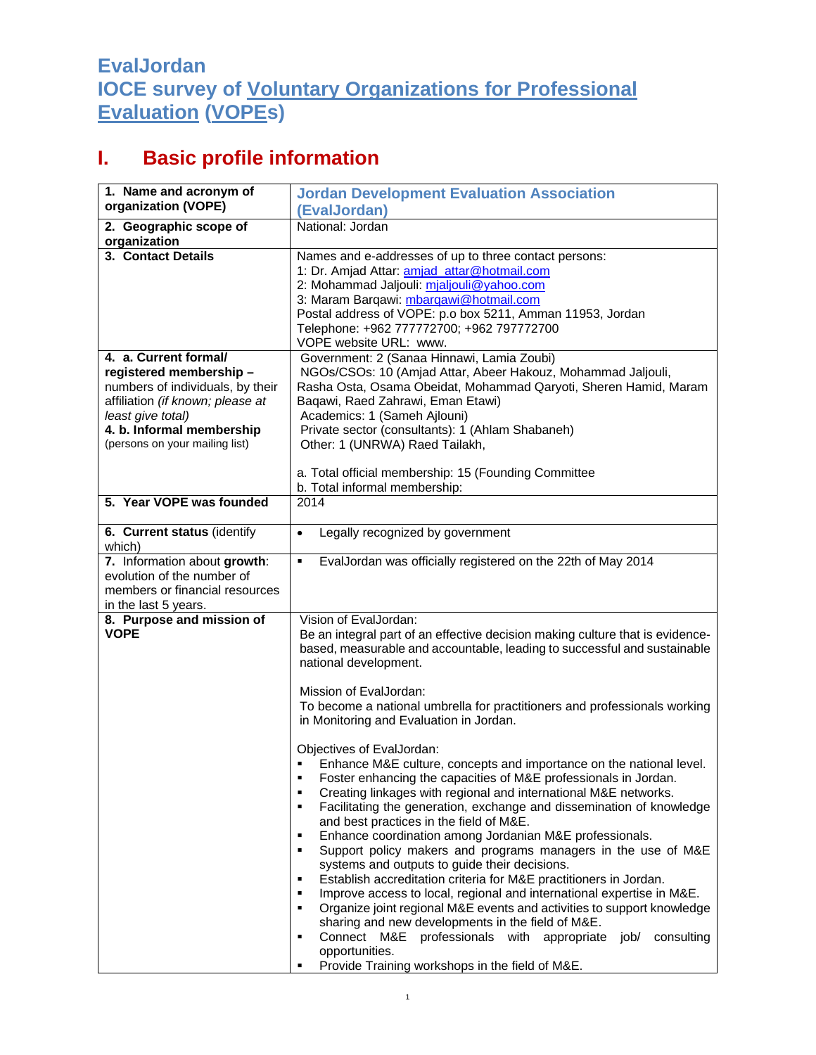# EvalJordan
# IOCE survey of Voluntary Organizations for Professional Evaluation (VOPEs)

## I. Basic profile information

| | |
|---|---|
| **1. Name and acronym of organization (VOPE)** | **Jordan Development Evaluation Association (EvalJordan)** |
| **2. Geographic scope of organization** | National: Jordan |
| **3. Contact Details** | Names and e-addresses of up to three contact persons:<br>1: Dr. Amjad Attar: amjad_attar@hotmail.com<br>2: Mohammad Jaljouli: mjaljouli@yahoo.com<br>3: Maram Barqawi: mbarqawi@hotmail.com<br>Postal address of VOPE: p.o box 5211, Amman 11953, Jordan<br>Telephone: +962 777772700; +962 797772700<br>VOPE website URL: www. |
| **4. a. Current formal/ registered membership –** numbers of individuals, by their affiliation *(if known; please at least give total)*<br>**4. b. Informal membership** (persons on your mailing list) | Government: 2 (Sanaa Hinnawi, Lamia Zoubi)<br>NGOs/CSOs: 10 (Amjad Attar, Abeer Hakouz, Mohammad Jaljouli, Rasha Osta, Osama Obeidat, Mohammad Qaryoti, Sheren Hamid, Maram Baqawi, Raed Zahrawi, Eman Etawi)<br>Academics: 1 (Sameh Ajlouni)<br>Private sector (consultants): 1 (Ahlam Shabaneh)<br>Other: 1 (UNRWA) Raed Tailakh,<br><br>a. Total official membership: 15 (Founding Committee<br>b. Total informal membership: |
| **5. Year VOPE was founded** | 2014 |
| **6. Current status** (identify which) | • Legally recognized by government |
| **7.** Information about **growth**: evolution of the number of members or financial resources in the last 5 years. | ▪ EvalJordan was officially registered on the 22th of May 2014 |
| **8. Purpose and mission of VOPE** | Vision of EvalJordan:<br>Be an integral part of an effective decision making culture that is evidence-based, measurable and accountable, leading to successful and sustainable national development.<br><br>Mission of EvalJordan:<br>To become a national umbrella for practitioners and professionals working in Monitoring and Evaluation in Jordan.<br><br>Objectives of EvalJordan:<br>▪ Enhance M&E culture, concepts and importance on the national level.<br>▪ Foster enhancing the capacities of M&E professionals in Jordan.<br>▪ Creating linkages with regional and international M&E networks.<br>▪ Facilitating the generation, exchange and dissemination of knowledge and best practices in the field of M&E.<br>▪ Enhance coordination among Jordanian M&E professionals.<br>▪ Support policy makers and programs managers in the use of M&E systems and outputs to guide their decisions.<br>▪ Establish accreditation criteria for M&E practitioners in Jordan.<br>▪ Improve access to local, regional and international expertise in M&E.<br>▪ Organize joint regional M&E events and activities to support knowledge sharing and new developments in the field of M&E.<br>▪ Connect M&E professionals with appropriate job/ consulting opportunities.<br>▪ Provide Training workshops in the field of M&E. |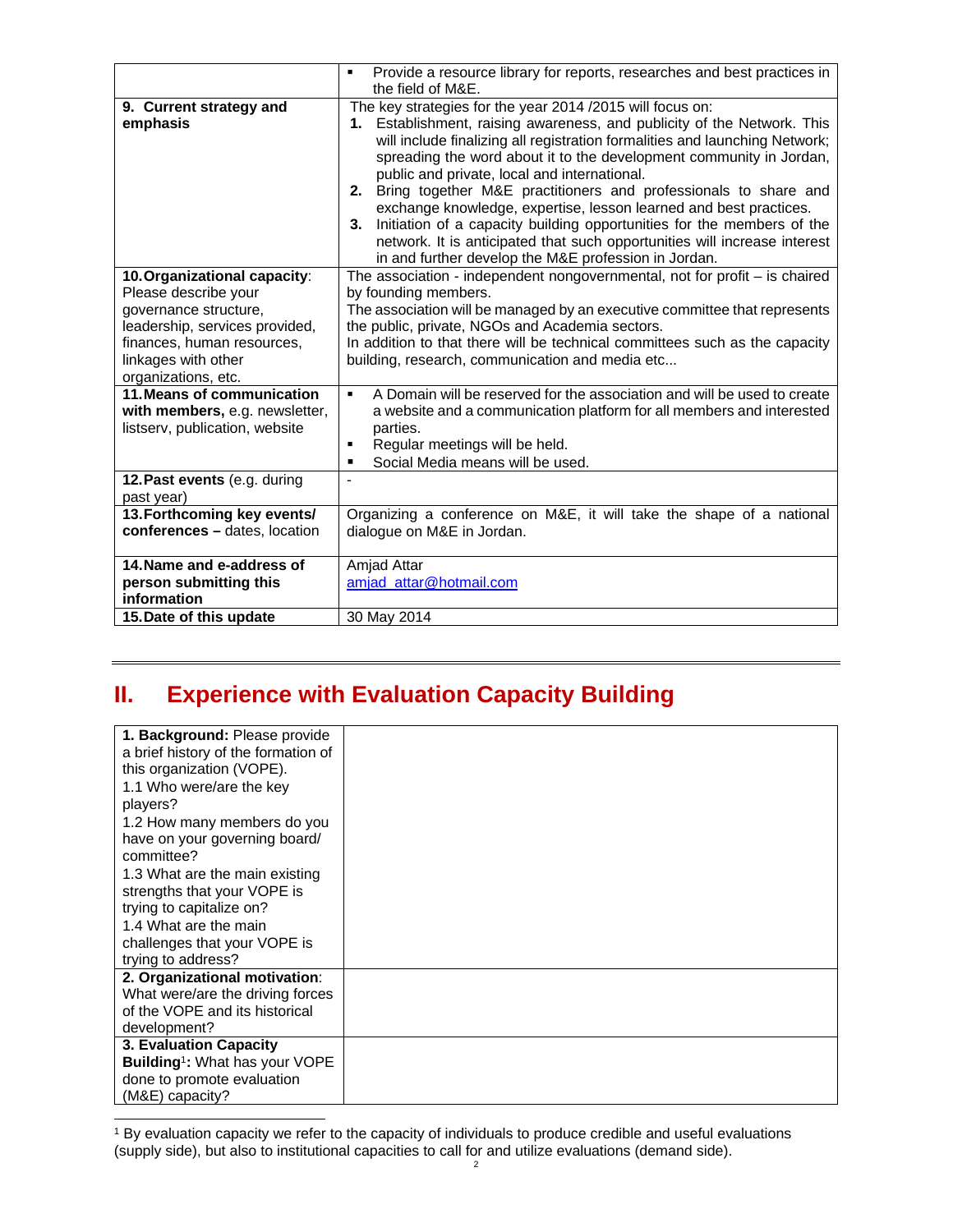| | |
|---|---|
| | ▪ Provide a resource library for reports, researches and best practices in the field of M&E. |
| **9. Current strategy and emphasis** | The key strategies for the year 2014 /2015 will focus on:<br>**1.** Establishment, raising awareness, and publicity of the Network. This will include finalizing all registration formalities and launching Network; spreading the word about it to the development community in Jordan, public and private, local and international.<br>**2.** Bring together M&E practitioners and professionals to share and exchange knowledge, expertise, lesson learned and best practices.<br>**3.** Initiation of a capacity building opportunities for the members of the network. It is anticipated that such opportunities will increase interest in and further develop the M&E profession in Jordan. |
| **10. Organizational capacity**: Please describe your governance structure, leadership, services provided, finances, human resources, linkages with other organizations, etc. | The association - independent nongovernmental, not for profit – is chaired by founding members.<br>The association will be managed by an executive committee that represents the public, private, NGOs and Academia sectors.<br>In addition to that there will be technical committees such as the capacity building, research, communication and media etc... |
| **11. Means of communication with members,** e.g. newsletter, listserv, publication, website | ▪ A Domain will be reserved for the association and will be used to create a website and a communication platform for all members and interested parties.<br>▪ Regular meetings will be held.<br>▪ Social Media means will be used. |
| **12. Past events** (e.g. during past year) | - |
| **13. Forthcoming key events/ conferences –** dates, location | Organizing a conference on M&E, it will take the shape of a national dialogue on M&E in Jordan. |
| **14. Name and e-address of person submitting this information** | Amjad Attar<br>amjad_attar@hotmail.com |
| **15. Date of this update** | 30 May 2014 |

## II. Experience with Evaluation Capacity Building

| | |
|---|---|
| **1. Background:** Please provide a brief history of the formation of this organization (VOPE).<br>1.1 Who were/are the key players?<br>1.2 How many members do you have on your governing board/ committee?<br>1.3 What are the main existing strengths that your VOPE is trying to capitalize on?<br>1.4 What are the main challenges that your VOPE is trying to address? | |
| **2. Organizational motivation**: What were/are the driving forces of the VOPE and its historical development? | |
| **3. Evaluation Capacity Building**[1]**:** What has your VOPE done to promote evaluation (M&E) capacity? | |

[1] By evaluation capacity we refer to the capacity of individuals to produce credible and useful evaluations (supply side), but also to institutional capacities to call for and utilize evaluations (demand side).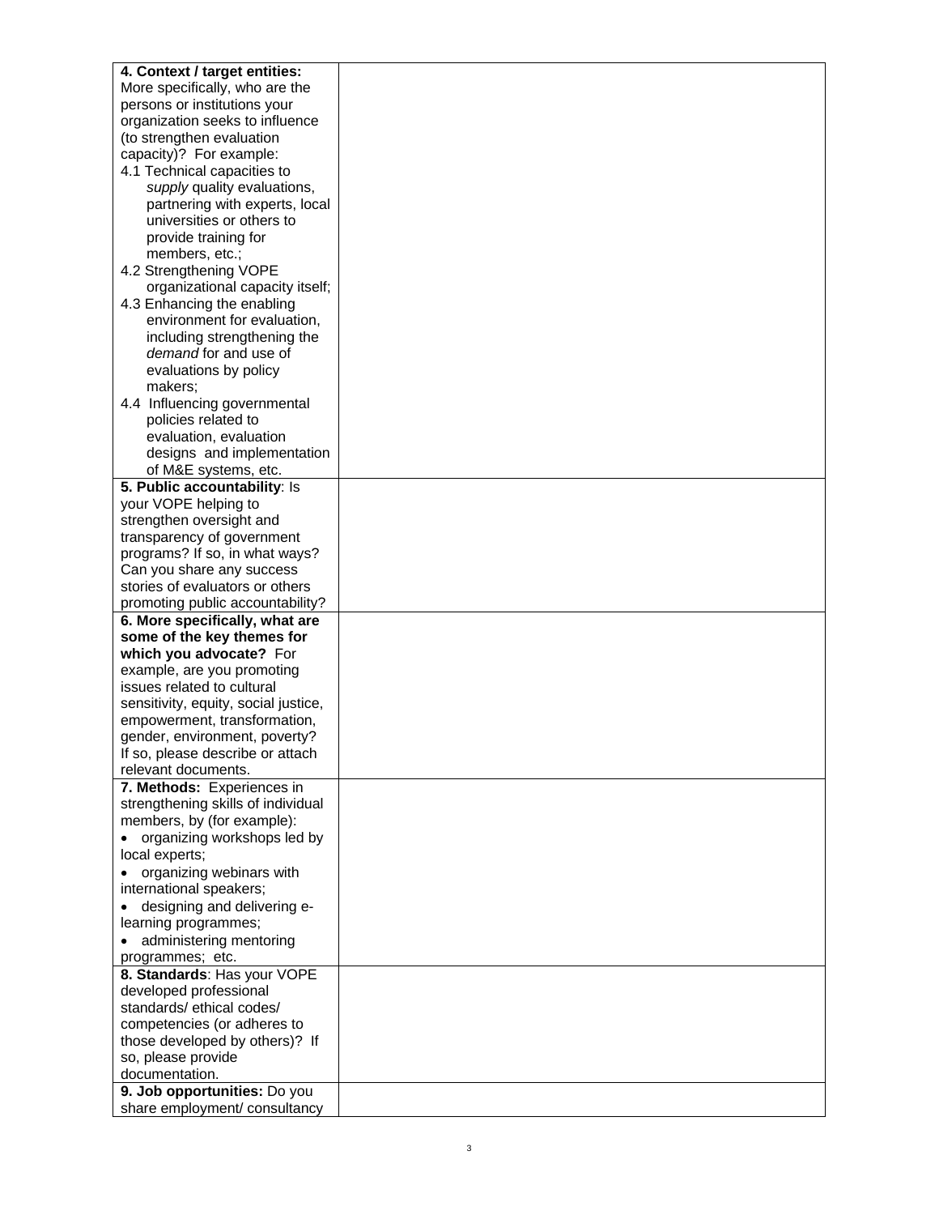| | |
|---|---|
| **4. Context / target entities:** More specifically, who are the persons or institutions your organization seeks to influence (to strengthen evaluation capacity)? For example:<br>4.1 Technical capacities to *supply* quality evaluations, partnering with experts, local universities or others to provide training for members, etc.;<br>4.2 Strengthening VOPE organizational capacity itself;<br>4.3 Enhancing the enabling environment for evaluation, including strengthening the *demand* for and use of evaluations by policy makers;<br>4.4 Influencing governmental policies related to evaluation, evaluation designs and implementation of M&E systems, etc. | |
| **5. Public accountability**: Is your VOPE helping to strengthen oversight and transparency of government programs? If so, in what ways? Can you share any success stories of evaluators or others promoting public accountability? | |
| **6. More specifically, what are some of the key themes for which you advocate?** For example, are you promoting issues related to cultural sensitivity, equity, social justice, empowerment, transformation, gender, environment, poverty? If so, please describe or attach relevant documents. | |
| **7. Methods:** Experiences in strengthening skills of individual members, by (for example):<br>• organizing workshops led by local experts;<br>• organizing webinars with international speakers;<br>• designing and delivering e-learning programmes;<br>• administering mentoring programmes; etc. | |
| **8. Standards**: Has your VOPE developed professional standards/ ethical codes/ competencies (or adheres to those developed by others)? If so, please provide documentation. | |
| **9. Job opportunities:** Do you share employment/ consultancy | |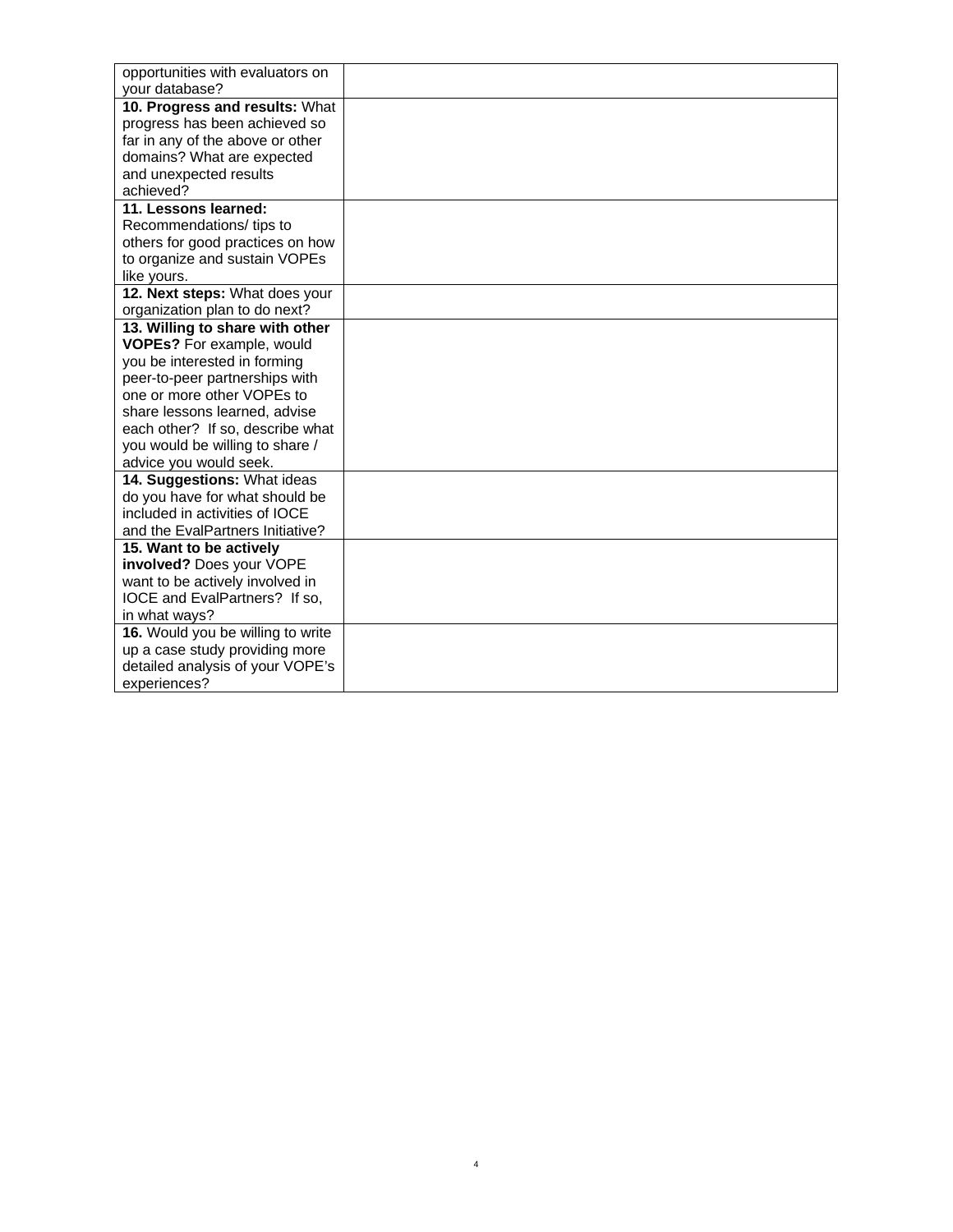| | |
|---|---|
| opportunities with evaluators on your database? | |
| **10. Progress and results:** What progress has been achieved so far in any of the above or other domains? What are expected and unexpected results achieved? | |
| **11. Lessons learned:** Recommendations/ tips to others for good practices on how to organize and sustain VOPEs like yours. | |
| **12. Next steps:** What does your organization plan to do next? | |
| **13. Willing to share with other VOPEs?** For example, would you be interested in forming peer-to-peer partnerships with one or more other VOPEs to share lessons learned, advise each other? If so, describe what you would be willing to share / advice you would seek. | |
| **14. Suggestions:** What ideas do you have for what should be included in activities of IOCE and the EvalPartners Initiative? | |
| **15. Want to be actively involved?** Does your VOPE want to be actively involved in IOCE and EvalPartners? If so, in what ways? | |
| **16.** Would you be willing to write up a case study providing more detailed analysis of your VOPE's experiences? | |